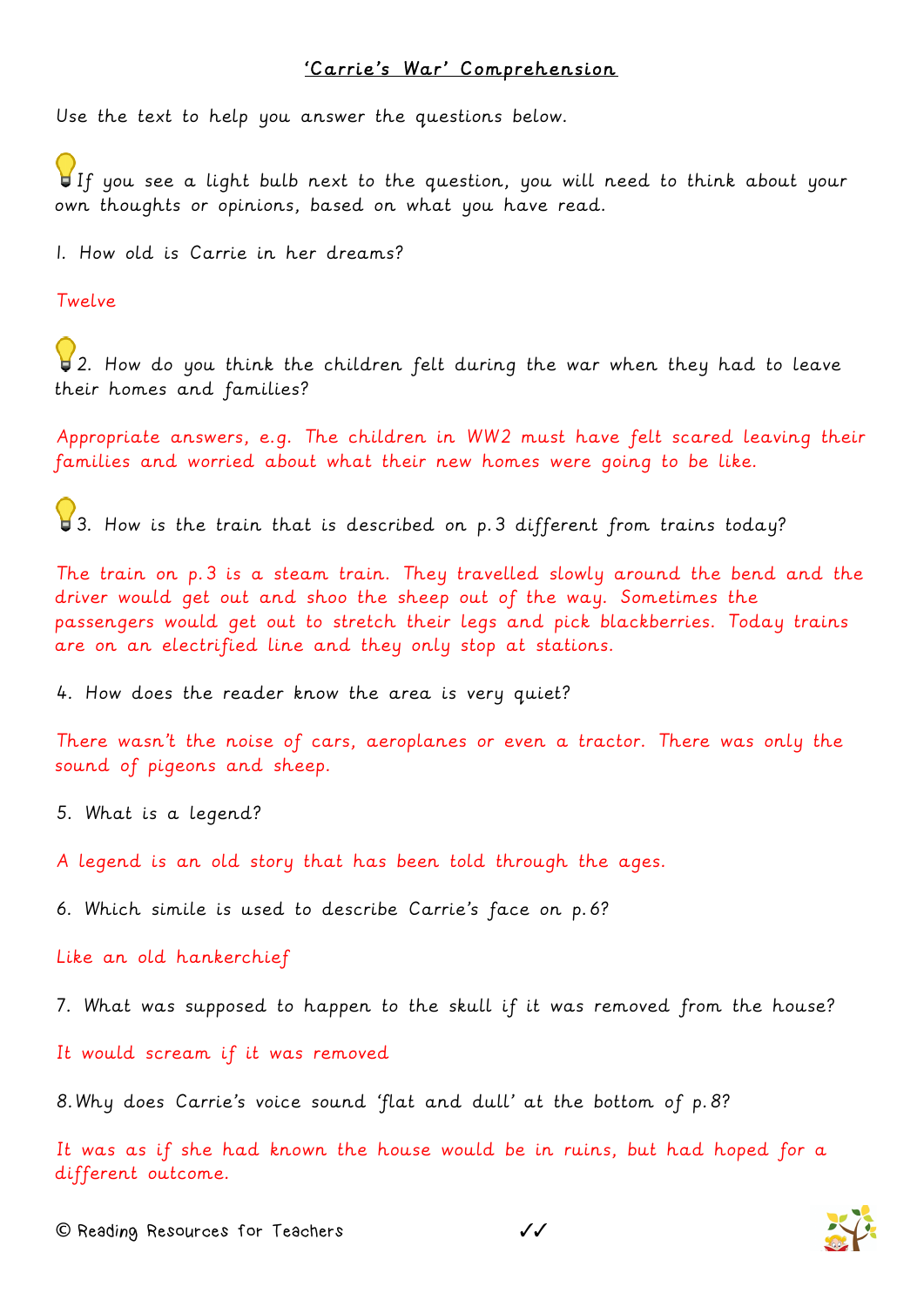# 'Carrie's War' Comprehension

Use the text to help you answer the questions below.

💡If you see a light bulb next to the question, you will need to think about your own thoughts or opinions, based on what you have read.

1. How old is Carrie in her dreams?

Twelve

💡2. How do you think the children felt during the war when they had to leave their homes and families?

Appropriate answers, e.g. The children in WW2 must have felt scared leaving their families and worried about what their new homes were going to be like.

💡3. How is the train that is described on p.3 different from trains today?

The train on p.3 is a steam train. They travelled slowly around the bend and the driver would get out and shoo the sheep out of the way. Sometimes the passengers would get out to stretch their legs and pick blackberries. Today trains are on an electrified line and they only stop at stations.

4. How does the reader know the area is very quiet?

There wasn't the noise of cars, aeroplanes or even a tractor. There was only the sound of pigeons and sheep.

5. What is a legend?

A legend is an old story that has been told through the ages.

6. Which simile is used to describe Carrie's face on p.6?

Like an old hankerchief

7. What was supposed to happen to the skull if it was removed from the house?

It would scream if it was removed

8. Why does Carrie's voice sound 'flat and dull' at the bottom of p.8?

It was as if she had known the house would be in ruins, but had hoped for a different outcome.

© Reading Resources for Teachers ✓✓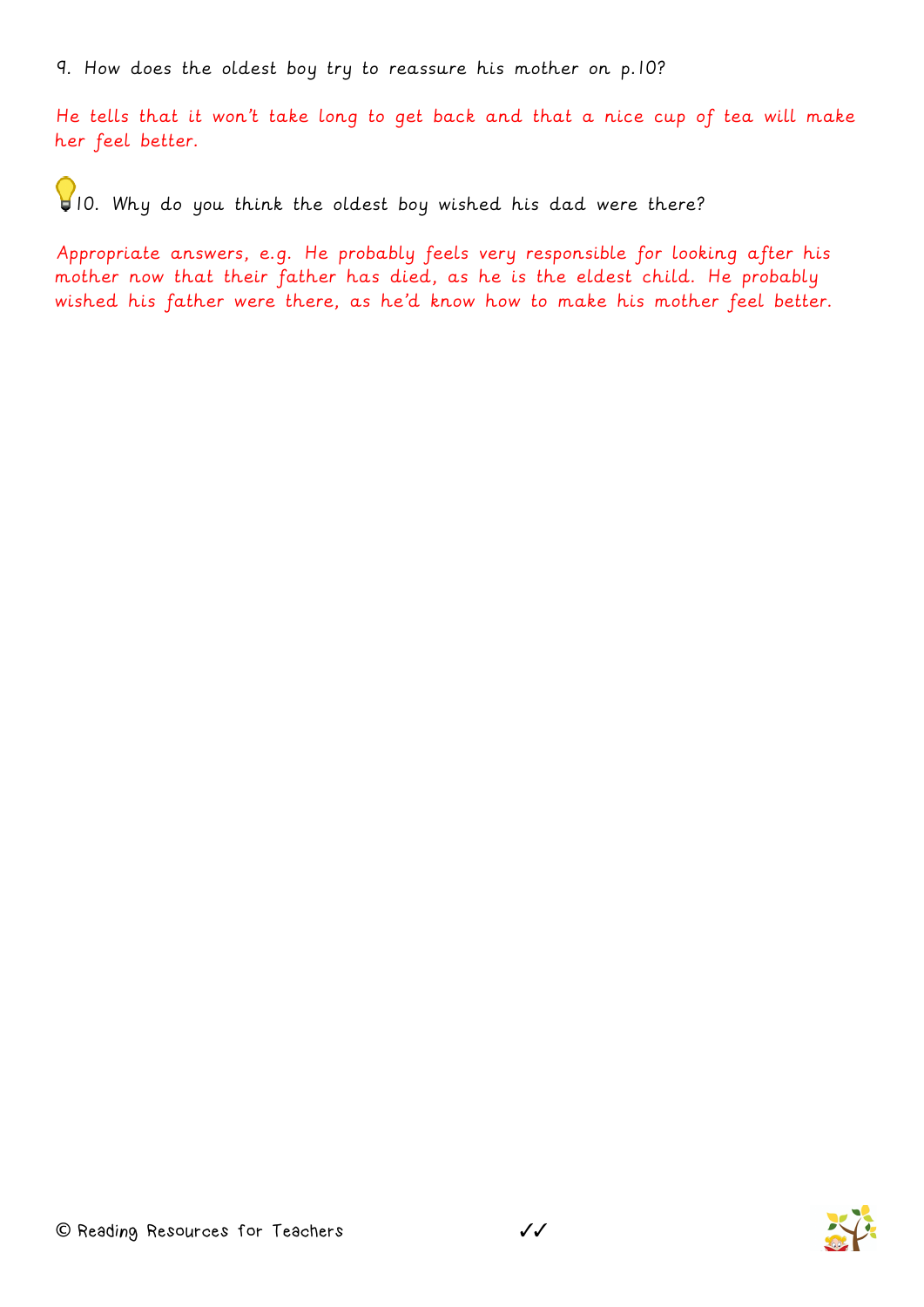9. How does the oldest boy try to reassure his mother on p.10?

He tells that it won't take long to get back and that a nice cup of tea will make her feel better.

10. Why do you think the oldest boy wished his dad were there?

Appropriate answers, e.g. He probably feels very responsible for looking after his mother now that their father has died, as he is the eldest child. He probably wished his father were there, as he'd know how to make his mother feel better.